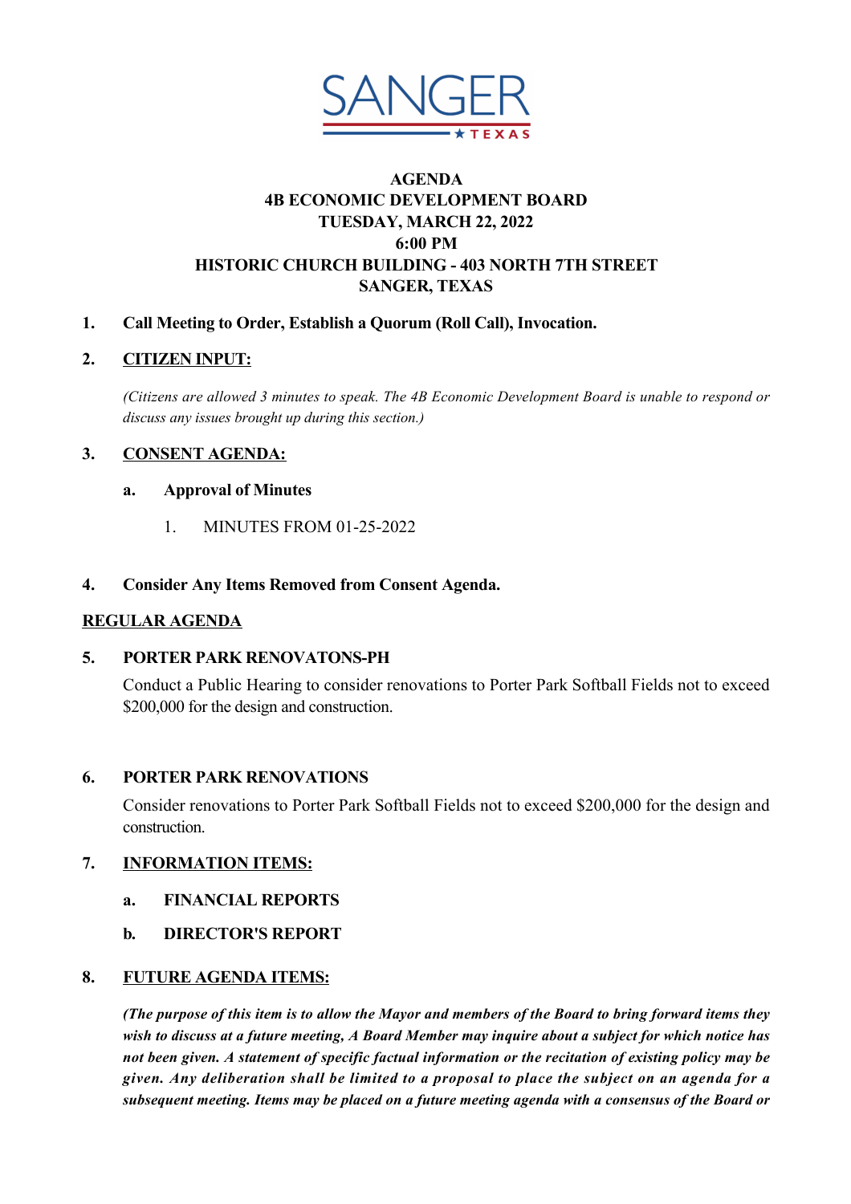SANGER ★ TEXAS

# AGENDA
## 4B ECONOMIC DEVELOPMENT BOARD
## TUESDAY, MARCH 22, 2022
## 6:00 PM
## HISTORIC CHURCH BUILDING - 403 NORTH 7TH STREET
## SANGER, TEXAS

**1. Call Meeting to Order, Establish a Quorum (Roll Call), Invocation.**

**2. CITIZEN INPUT:**

*(Citizens are allowed 3 minutes to speak. The 4B Economic Development Board is unable to respond or discuss any issues brought up during this section.)*

**3. CONSENT AGENDA:**

**a. Approval of Minutes**

1. MINUTES FROM 01-25-2022

**4. Consider Any Items Removed from Consent Agenda.**

**REGULAR AGENDA**

**5. PORTER PARK RENOVATONS-PH**

Conduct a Public Hearing to consider renovations to Porter Park Softball Fields not to exceed $200,000 for the design and construction.

**6. PORTER PARK RENOVATIONS**

Consider renovations to Porter Park Softball Fields not to exceed $200,000 for the design and construction.

**7. INFORMATION ITEMS:**

**a. FINANCIAL REPORTS**

**b. DIRECTOR'S REPORT**

**8. FUTURE AGENDA ITEMS:**

***(The purpose of this item is to allow the Mayor and members of the Board to bring forward items they wish to discuss at a future meeting, A Board Member may inquire about a subject for which notice has not been given. A statement of specific factual information or the recitation of existing policy may be given. Any deliberation shall be limited to a proposal to place the subject on an agenda for a subsequent meeting. Items may be placed on a future meeting agenda with a consensus of the Board or***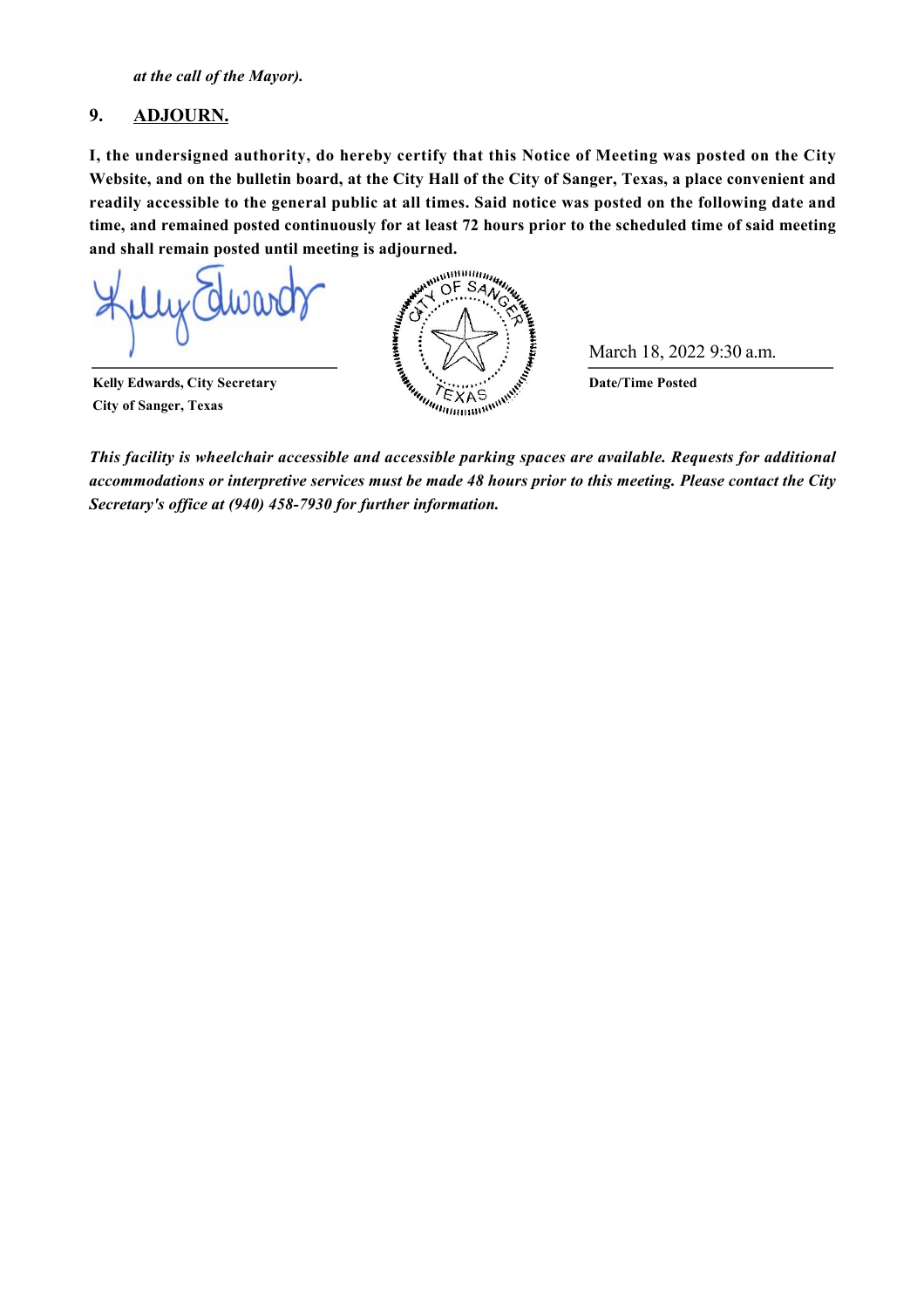*at the call of the Mayor).*

## 9. ADJOURN.

**I, the undersigned authority, do hereby certify that this Notice of Meeting was posted on the City Website, and on the bulletin board, at the City Hall of the City of Sanger, Texas, a place convenient and readily accessible to the general public at all times. Said notice was posted on the following date and time, and remained posted continuously for at least 72 hours prior to the scheduled time of said meeting and shall remain posted until meeting is adjourned.**

**Kelly Edwards, City Secretary**
**City of Sanger, Texas**

March 18, 2022 9:30 a.m.
**Date/Time Posted**

***This facility is wheelchair accessible and accessible parking spaces are available. Requests for additional accommodations or interpretive services must be made 48 hours prior to this meeting. Please contact the City Secretary's office at (940) 458-7930 for further information.***